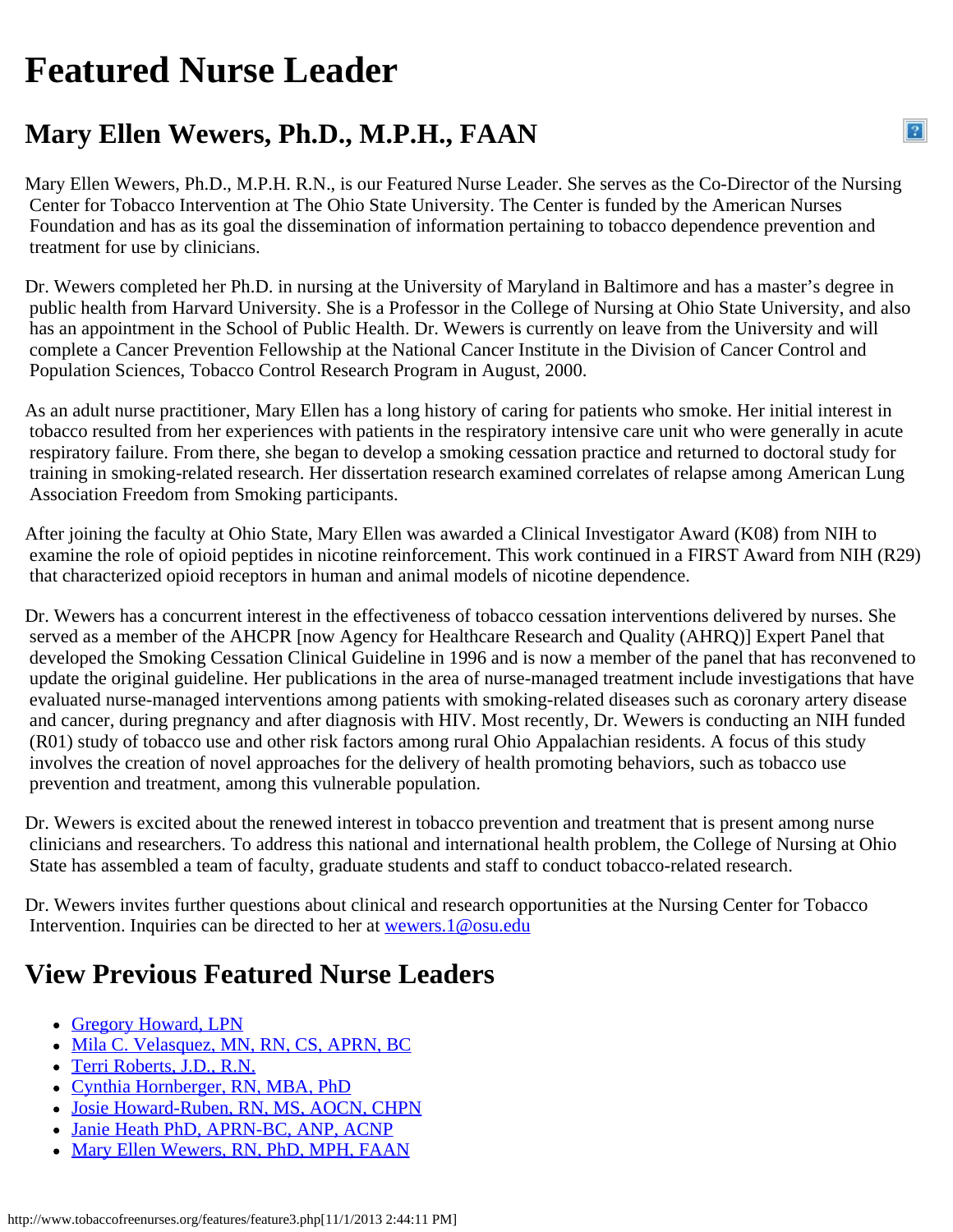# Featured Nurse Leader

## Mary Ellen Wewers, Ph.D., M.P.H., FAAN

Mary Ellen Wewers, Ph.D., M.P.H. R.N., is our Featured Nurse Leader. She serves as the Co-Director of the Nursing Center for Tobacco Intervention at The Ohio State University. The Center is funded by the American Nurses Foundation and has as its goal the dissemination of information pertaining to tobacco dependence prevention and treatment for use by clinicians.

Dr. Wewers completed her Ph.D. in nursing at the University of Maryland in Baltimore and has a master's degree in public health from Harvard University. She is a Professor in the College of Nursing at Ohio State University, and also has an appointment in the School of Public Health. Dr. Wewers is currently on leave from the University and will complete a Cancer Prevention Fellowship at the National Cancer Institute in the Division of Cancer Control and Population Sciences, Tobacco Control Research Program in August, 2000.

As an adult nurse practitioner, Mary Ellen has a long history of caring for patients who smoke. Her initial interest in tobacco resulted from her experiences with patients in the respiratory intensive care unit who were generally in acute respiratory failure. From there, she began to develop a smoking cessation practice and returned to doctoral study for training in smoking-related research. Her dissertation research examined correlates of relapse among American Lung Association Freedom from Smoking participants.

After joining the faculty at Ohio State, Mary Ellen was awarded a Clinical Investigator Award (K08) from NIH to examine the role of opioid peptides in nicotine reinforcement. This work continued in a FIRST Award from NIH (R29) that characterized opioid receptors in human and animal models of nicotine dependence.

Dr. Wewers has a concurrent interest in the effectiveness of tobacco cessation interventions delivered by nurses. She served as a member of the AHCPR [now Agency for Healthcare Research and Quality (AHRQ)] Expert Panel that developed the Smoking Cessation Clinical Guideline in 1996 and is now a member of the panel that has reconvened to update the original guideline. Her publications in the area of nurse-managed treatment include investigations that have evaluated nurse-managed interventions among patients with smoking-related diseases such as coronary artery disease and cancer, during pregnancy and after diagnosis with HIV. Most recently, Dr. Wewers is conducting an NIH funded (R01) study of tobacco use and other risk factors among rural Ohio Appalachian residents. A focus of this study involves the creation of novel approaches for the delivery of health promoting behaviors, such as tobacco use prevention and treatment, among this vulnerable population.

Dr. Wewers is excited about the renewed interest in tobacco prevention and treatment that is present among nurse clinicians and researchers. To address this national and international health problem, the College of Nursing at Ohio State has assembled a team of faculty, graduate students and staff to conduct tobacco-related research.

Dr. Wewers invites further questions about clinical and research opportunities at the Nursing Center for Tobacco Intervention. Inquiries can be directed to her at wewers.1@osu.edu

## View Previous Featured Nurse Leaders

- Gregory Howard, LPN
- Mila C. Velasquez, MN, RN, CS, APRN, BC
- Terri Roberts, J.D., R.N.
- Cynthia Hornberger, RN, MBA, PhD
- Josie Howard-Ruben, RN, MS, AOCN, CHPN
- Janie Heath PhD, APRN-BC, ANP, ACNP
- Mary Ellen Wewers, RN, PhD, MPH, FAAN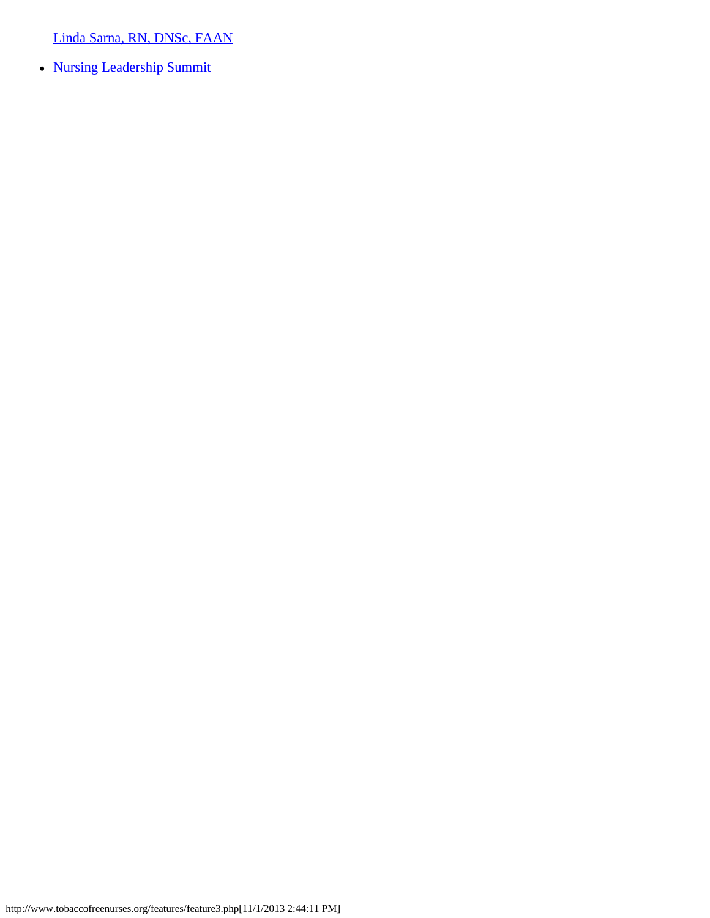Linda Sarna, RN, DNSc, FAAN

- Nursing Leadership Summit